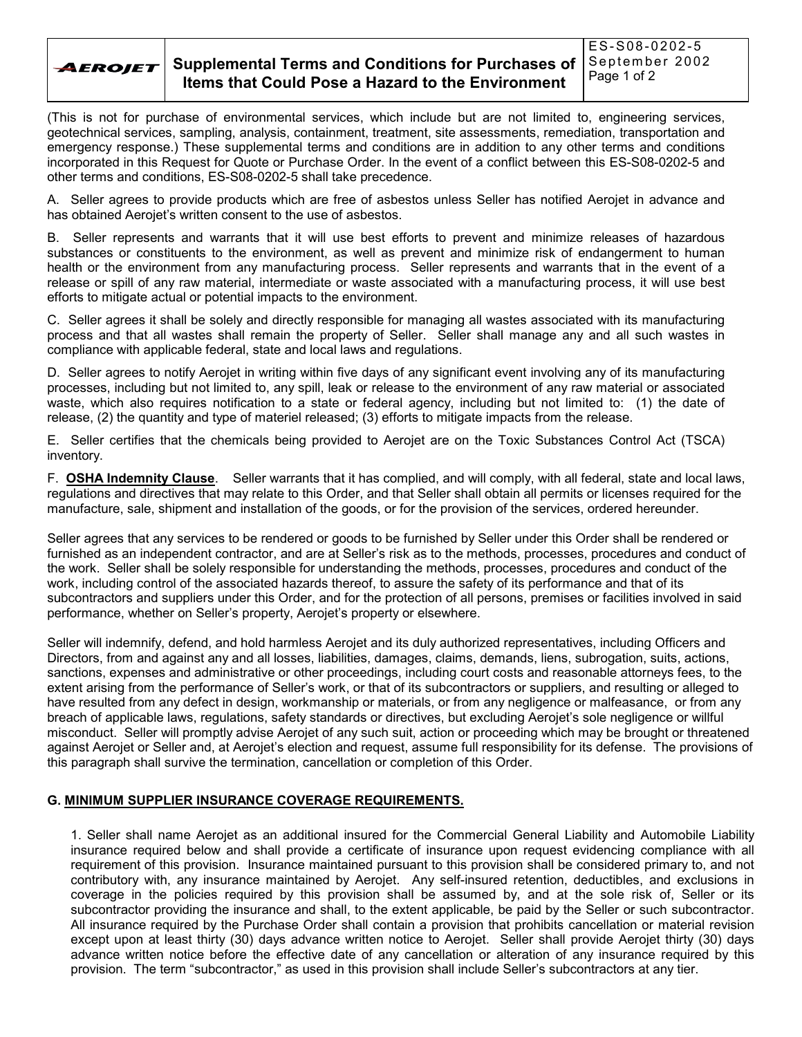# Supplemental Terms and Conditions for Purchases of Items that Could Pose a Hazard to the Environment

ES-S08-0202-5
September 2002

(This is not for purchase of environmental services, which include but are not limited to, engineering services, geotechnical services, sampling, analysis, containment, treatment, site assessments, remediation, transportation and emergency response.) These supplemental terms and conditions are in addition to any other terms and conditions incorporated in this Request for Quote or Purchase Order. In the event of a conflict between this ES-S08-0202-5 and other terms and conditions, ES-S08-0202-5 shall take precedence.

A. Seller agrees to provide products which are free of asbestos unless Seller has notified Aerojet in advance and has obtained Aerojet's written consent to the use of asbestos.

B. Seller represents and warrants that it will use best efforts to prevent and minimize releases of hazardous substances or constituents to the environment, as well as prevent and minimize risk of endangerment to human health or the environment from any manufacturing process. Seller represents and warrants that in the event of a release or spill of any raw material, intermediate or waste associated with a manufacturing process, it will use best efforts to mitigate actual or potential impacts to the environment.

C. Seller agrees it shall be solely and directly responsible for managing all wastes associated with its manufacturing process and that all wastes shall remain the property of Seller. Seller shall manage any and all such wastes in compliance with applicable federal, state and local laws and regulations.

D. Seller agrees to notify Aerojet in writing within five days of any significant event involving any of its manufacturing processes, including but not limited to, any spill, leak or release to the environment of any raw material or associated waste, which also requires notification to a state or federal agency, including but not limited to: (1) the date of release, (2) the quantity and type of materiel released; (3) efforts to mitigate impacts from the release.

E. Seller certifies that the chemicals being provided to Aerojet are on the Toxic Substances Control Act (TSCA) inventory.

F. **OSHA Indemnity Clause**. Seller warrants that it has complied, and will comply, with all federal, state and local laws, regulations and directives that may relate to this Order, and that Seller shall obtain all permits or licenses required for the manufacture, sale, shipment and installation of the goods, or for the provision of the services, ordered hereunder.

Seller agrees that any services to be rendered or goods to be furnished by Seller under this Order shall be rendered or furnished as an independent contractor, and are at Seller's risk as to the methods, processes, procedures and conduct of the work. Seller shall be solely responsible for understanding the methods, processes, procedures and conduct of the work, including control of the associated hazards thereof, to assure the safety of its performance and that of its subcontractors and suppliers under this Order, and for the protection of all persons, premises or facilities involved in said performance, whether on Seller's property, Aerojet's property or elsewhere.

Seller will indemnify, defend, and hold harmless Aerojet and its duly authorized representatives, including Officers and Directors, from and against any and all losses, liabilities, damages, claims, demands, liens, subrogation, suits, actions, sanctions, expenses and administrative or other proceedings, including court costs and reasonable attorneys fees, to the extent arising from the performance of Seller's work, or that of its subcontractors or suppliers, and resulting or alleged to have resulted from any defect in design, workmanship or materials, or from any negligence or malfeasance, or from any breach of applicable laws, regulations, safety standards or directives, but excluding Aerojet's sole negligence or willful misconduct. Seller will promptly advise Aerojet of any such suit, action or proceeding which may be brought or threatened against Aerojet or Seller and, at Aerojet's election and request, assume full responsibility for its defense. The provisions of this paragraph shall survive the termination, cancellation or completion of this Order.

## G. MINIMUM SUPPLIER INSURANCE COVERAGE REQUIREMENTS.

1. Seller shall name Aerojet as an additional insured for the Commercial General Liability and Automobile Liability insurance required below and shall provide a certificate of insurance upon request evidencing compliance with all requirement of this provision. Insurance maintained pursuant to this provision shall be considered primary to, and not contributory with, any insurance maintained by Aerojet. Any self-insured retention, deductibles, and exclusions in coverage in the policies required by this provision shall be assumed by, and at the sole risk of, Seller or its subcontractor providing the insurance and shall, to the extent applicable, be paid by the Seller or such subcontractor. All insurance required by the Purchase Order shall contain a provision that prohibits cancellation or material revision except upon at least thirty (30) days advance written notice to Aerojet. Seller shall provide Aerojet thirty (30) days advance written notice before the effective date of any cancellation or alteration of any insurance required by this provision. The term "subcontractor," as used in this provision shall include Seller's subcontractors at any tier.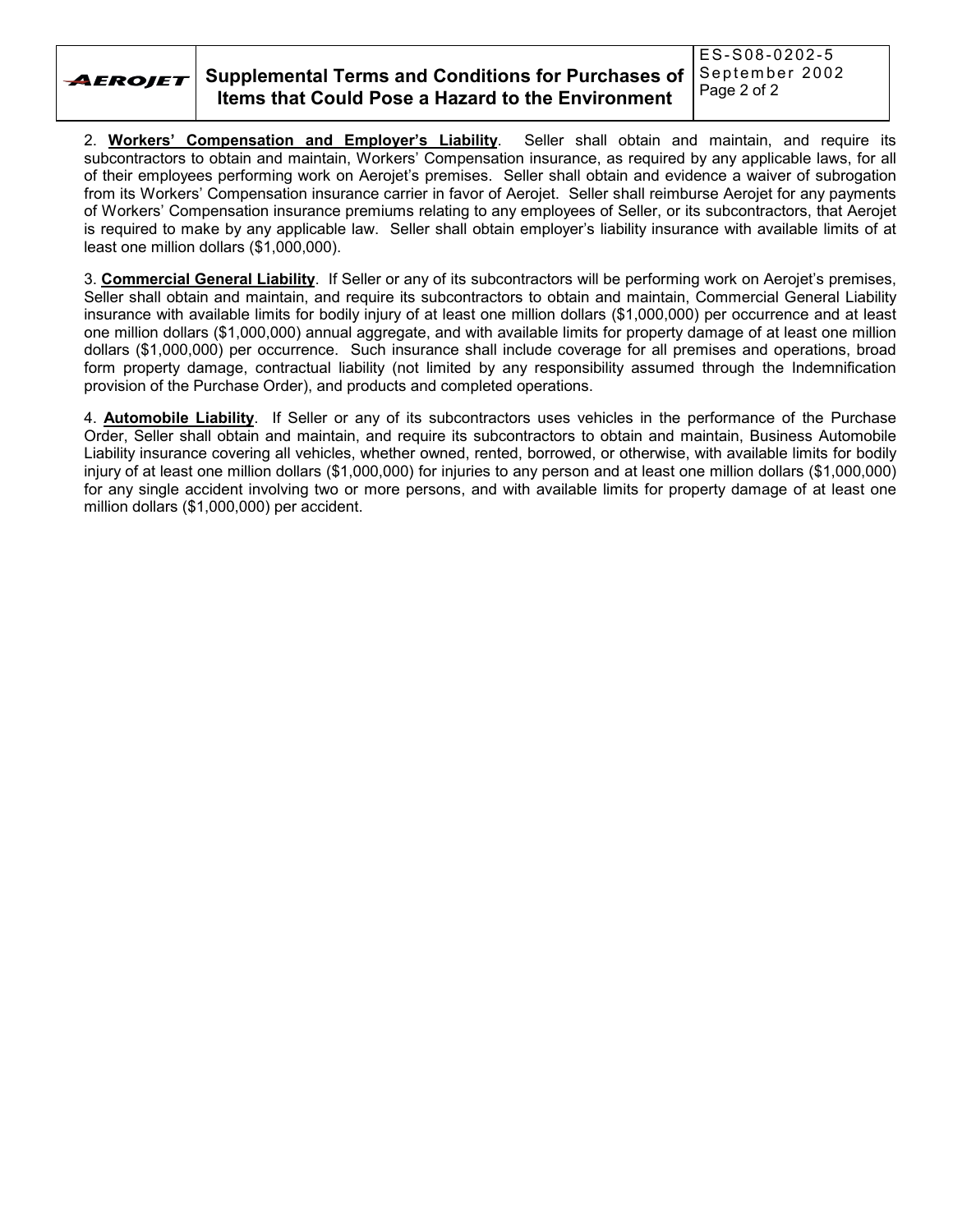2. **Workers' Compensation and Employer's Liability**. Seller shall obtain and maintain, and require its subcontractors to obtain and maintain, Workers' Compensation insurance, as required by any applicable laws, for all of their employees performing work on Aerojet's premises. Seller shall obtain and evidence a waiver of subrogation from its Workers' Compensation insurance carrier in favor of Aerojet. Seller shall reimburse Aerojet for any payments of Workers' Compensation insurance premiums relating to any employees of Seller, or its subcontractors, that Aerojet is required to make by any applicable law. Seller shall obtain employer's liability insurance with available limits of at least one million dollars ($1,000,000).

3. **Commercial General Liability**. If Seller or any of its subcontractors will be performing work on Aerojet's premises, Seller shall obtain and maintain, and require its subcontractors to obtain and maintain, Commercial General Liability insurance with available limits for bodily injury of at least one million dollars ($1,000,000) per occurrence and at least one million dollars ($1,000,000) annual aggregate, and with available limits for property damage of at least one million dollars ($1,000,000) per occurrence. Such insurance shall include coverage for all premises and operations, broad form property damage, contractual liability (not limited by any responsibility assumed through the Indemnification provision of the Purchase Order), and products and completed operations.

4. **Automobile Liability**. If Seller or any of its subcontractors uses vehicles in the performance of the Purchase Order, Seller shall obtain and maintain, and require its subcontractors to obtain and maintain, Business Automobile Liability insurance covering all vehicles, whether owned, rented, borrowed, or otherwise, with available limits for bodily injury of at least one million dollars ($1,000,000) for injuries to any person and at least one million dollars ($1,000,000) for any single accident involving two or more persons, and with available limits for property damage of at least one million dollars ($1,000,000) per accident.